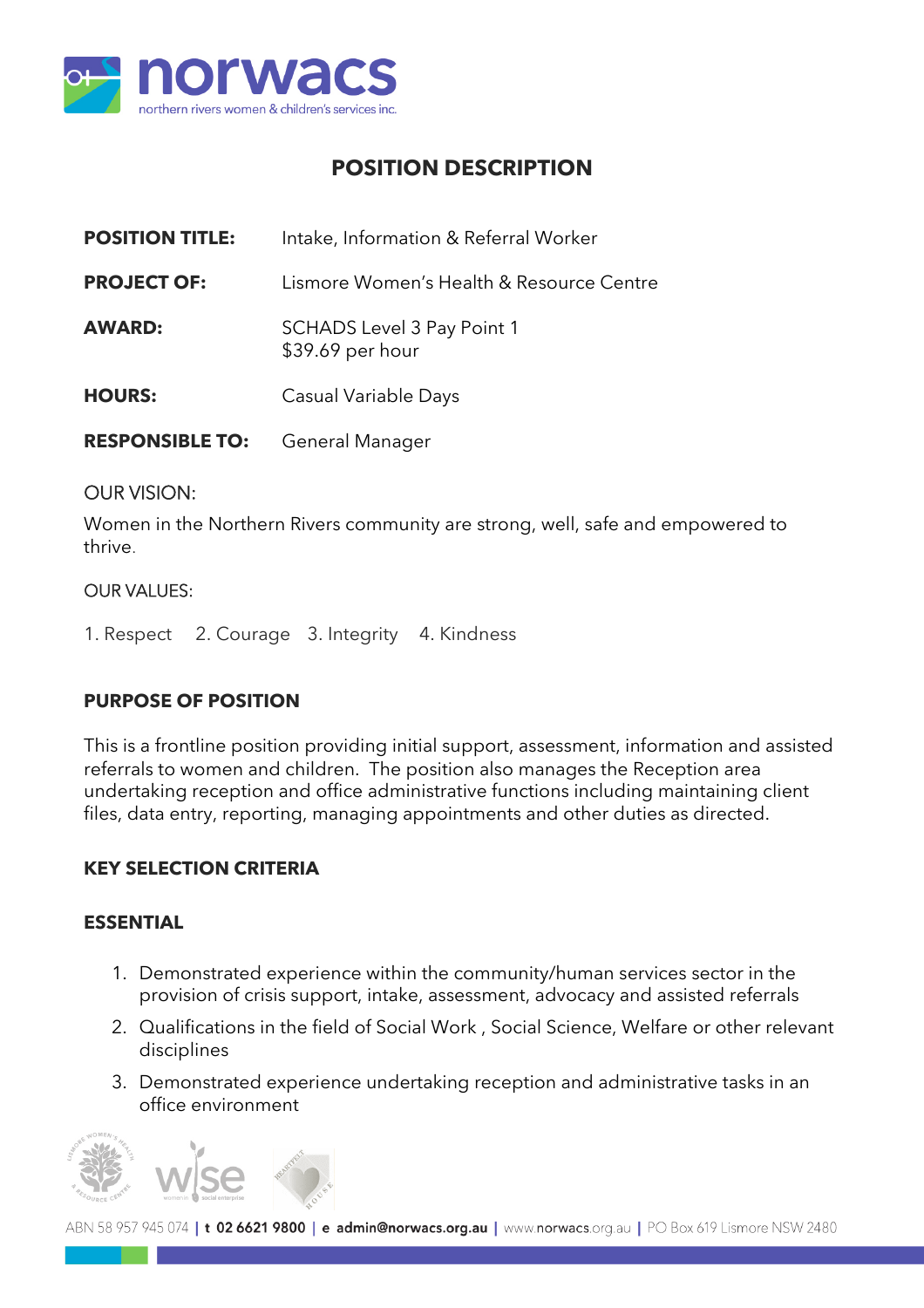norwacs
northern rivers women & children's services inc.

# POSITION DESCRIPTION

| | |
|---|---|
| **POSITION TITLE:** | Intake, Information & Referral Worker |
| **PROJECT OF:** | Lismore Women's Health & Resource Centre |
| **AWARD:** | SCHADS Level 3 Pay Point 1<br>$39.69 per hour |
| **HOURS:** | Casual Variable Days |
| **RESPONSIBLE TO:** | General Manager |

OUR VISION:

Women in the Northern Rivers community are strong, well, safe and empowered to thrive.

OUR VALUES:

1. Respect 2. Courage 3. Integrity 4. Kindness

## PURPOSE OF POSITION

This is a frontline position providing initial support, assessment, information and assisted referrals to women and children. The position also manages the Reception area undertaking reception and office administrative functions including maintaining client files, data entry, reporting, managing appointments and other duties as directed.

## KEY SELECTION CRITERIA

### ESSENTIAL

1. Demonstrated experience within the community/human services sector in the provision of crisis support, intake, assessment, advocacy and assisted referrals
2. Qualifications in the field of Social Work , Social Science, Welfare or other relevant disciplines
3. Demonstrated experience undertaking reception and administrative tasks in an office environment

ABN 58 957 945 074 | t 02 6621 9800 | e admin@norwacs.org.au | www.norwacs.org.au | PO Box 619 Lismore NSW 2480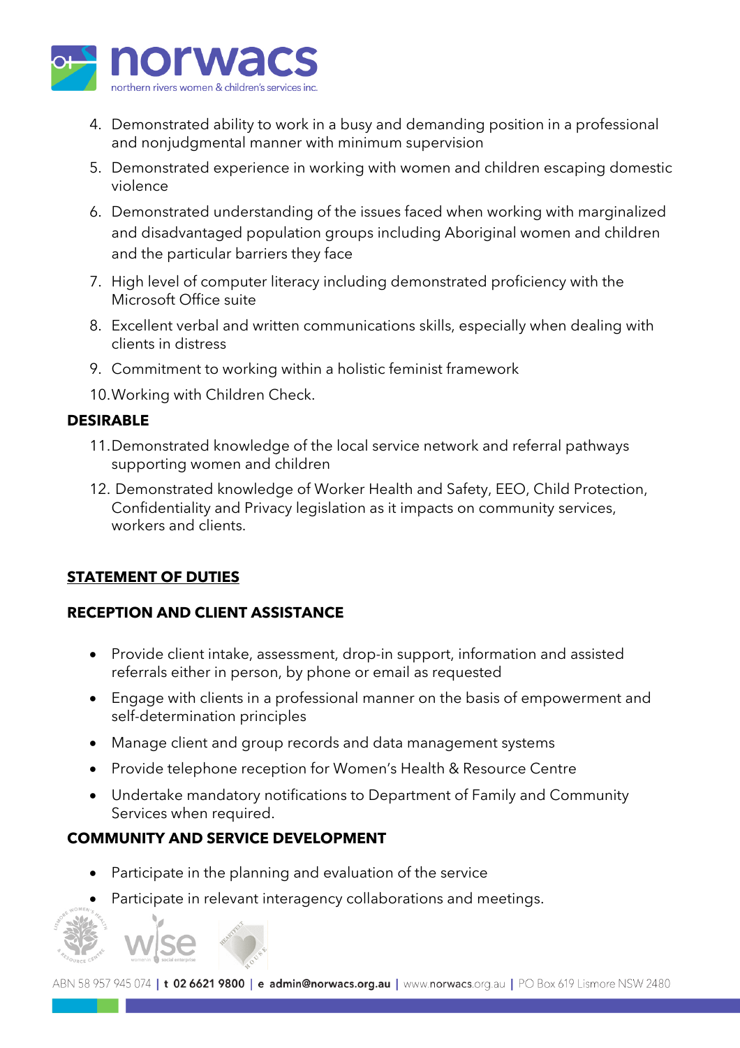4. Demonstrated ability to work in a busy and demanding position in a professional and nonjudgmental manner with minimum supervision
5. Demonstrated experience in working with women and children escaping domestic violence
6. Demonstrated understanding of the issues faced when working with marginalized and disadvantaged population groups including Aboriginal women and children and the particular barriers they face
7. High level of computer literacy including demonstrated proficiency with the Microsoft Office suite
8. Excellent verbal and written communications skills, especially when dealing with clients in distress
9. Commitment to working within a holistic feminist framework
10. Working with Children Check.

**DESIRABLE**

11. Demonstrated knowledge of the local service network and referral pathways supporting women and children
12. Demonstrated knowledge of Worker Health and Safety, EEO, Child Protection, Confidentiality and Privacy legislation as it impacts on community services, workers and clients.

## STATEMENT OF DUTIES

### RECEPTION AND CLIENT ASSISTANCE

- Provide client intake, assessment, drop-in support, information and assisted referrals either in person, by phone or email as requested
- Engage with clients in a professional manner on the basis of empowerment and self-determination principles
- Manage client and group records and data management systems
- Provide telephone reception for Women's Health & Resource Centre
- Undertake mandatory notifications to Department of Family and Community Services when required.

### COMMUNITY AND SERVICE DEVELOPMENT

- Participate in the planning and evaluation of the service
- Participate in relevant interagency collaborations and meetings.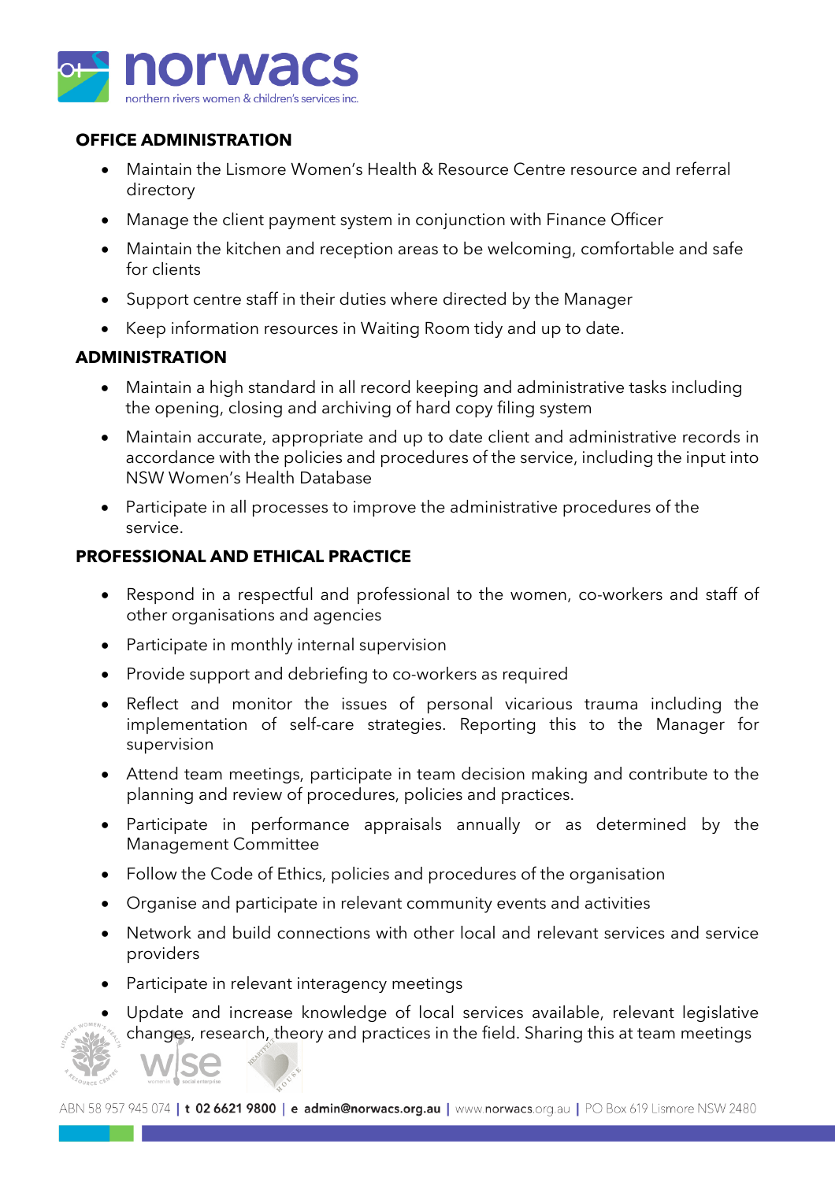## OFFICE ADMINISTRATION

- Maintain the Lismore Women's Health & Resource Centre resource and referral directory
- Manage the client payment system in conjunction with Finance Officer
- Maintain the kitchen and reception areas to be welcoming, comfortable and safe for clients
- Support centre staff in their duties where directed by the Manager
- Keep information resources in Waiting Room tidy and up to date.

## ADMINISTRATION

- Maintain a high standard in all record keeping and administrative tasks including the opening, closing and archiving of hard copy filing system
- Maintain accurate, appropriate and up to date client and administrative records in accordance with the policies and procedures of the service, including the input into NSW Women's Health Database
- Participate in all processes to improve the administrative procedures of the service.

## PROFESSIONAL AND ETHICAL PRACTICE

- Respond in a respectful and professional to the women, co-workers and staff of other organisations and agencies
- Participate in monthly internal supervision
- Provide support and debriefing to co-workers as required
- Reflect and monitor the issues of personal vicarious trauma including the implementation of self-care strategies. Reporting this to the Manager for supervision
- Attend team meetings, participate in team decision making and contribute to the planning and review of procedures, policies and practices.
- Participate in performance appraisals annually or as determined by the Management Committee
- Follow the Code of Ethics, policies and procedures of the organisation
- Organise and participate in relevant community events and activities
- Network and build connections with other local and relevant services and service providers
- Participate in relevant interagency meetings
- Update and increase knowledge of local services available, relevant legislative changes, research, theory and practices in the field. Sharing this at team meetings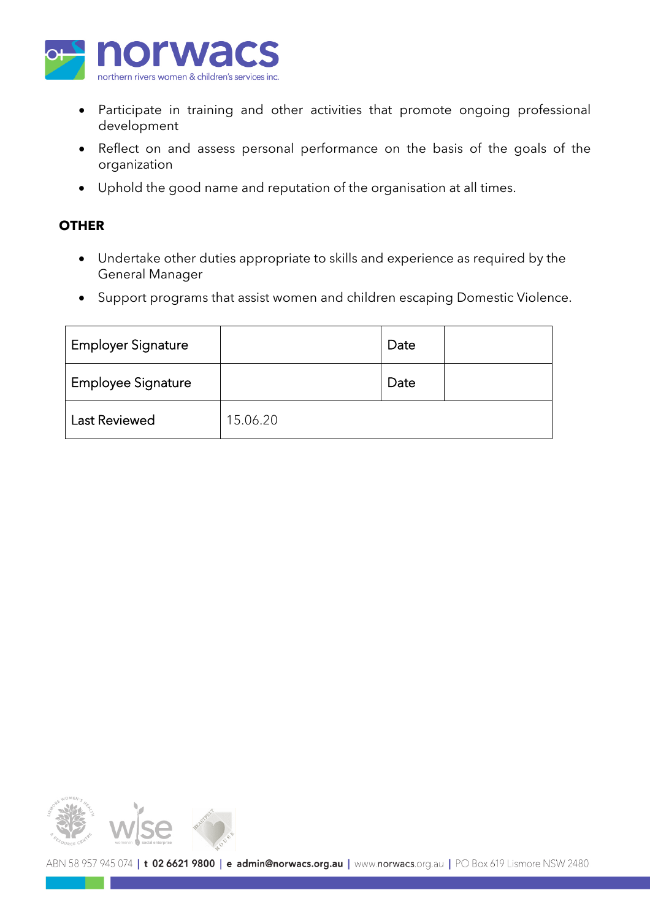- Participate in training and other activities that promote ongoing professional development
- Reflect on and assess personal performance on the basis of the goals of the organization
- Uphold the good name and reputation of the organisation at all times.

**OTHER**

- Undertake other duties appropriate to skills and experience as required by the General Manager
- Support programs that assist women and children escaping Domestic Violence.

| | | | |
|---|---|---|---|
| Employer Signature | | Date | |
| Employee Signature | | Date | |
| Last Reviewed | 15.06.20 | | |